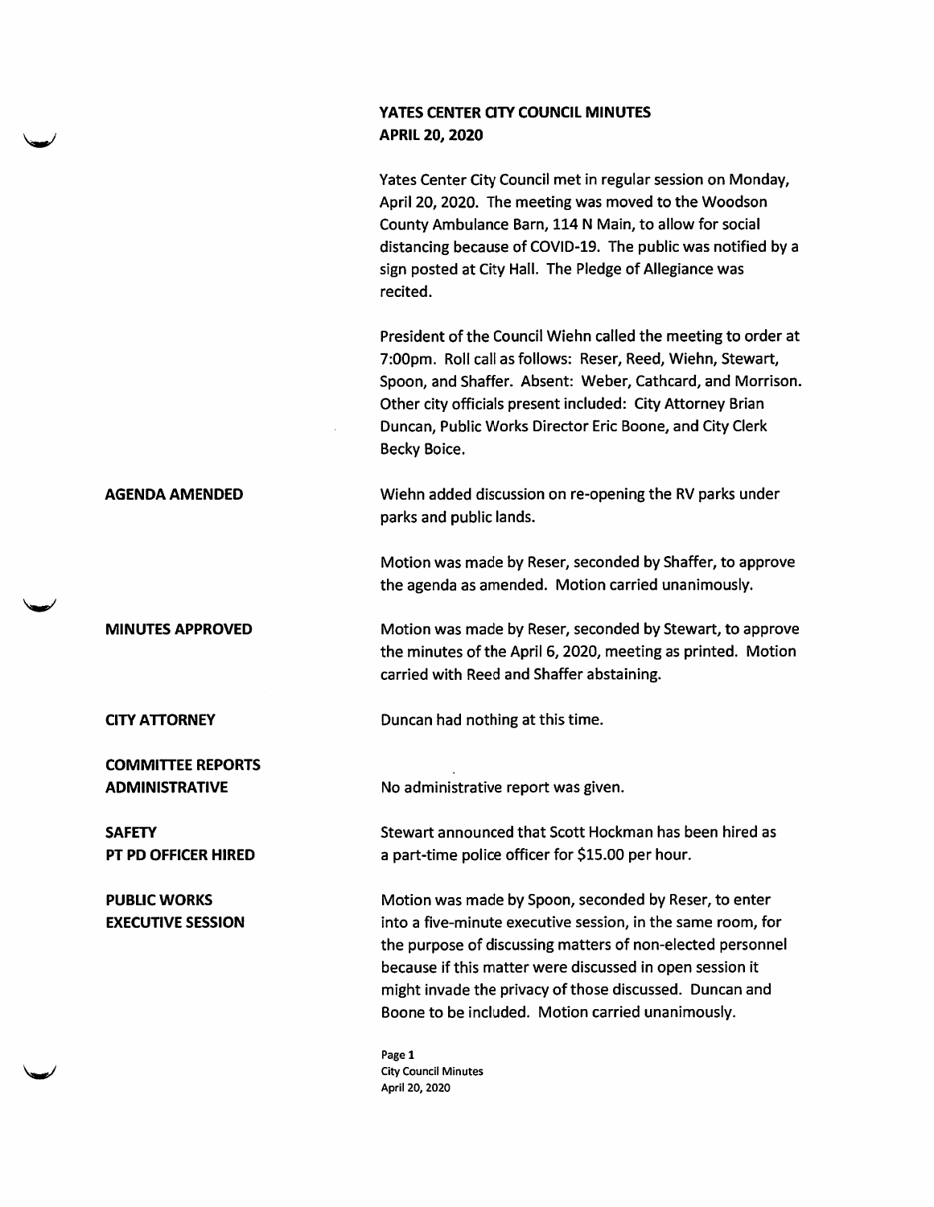# YATES CENTER CITY COUNCIL MINUTES
## APRIL 20, 2020

Yates Center City Council met in regular session on Monday, April 20, 2020. The meeting was moved to the Woodson County Ambulance Barn, 114 N Main, to allow for social distancing because of COVID-19. The public was notified by a sign posted at City Hall. The Pledge of Allegiance was recited.

President of the Council Wiehn called the meeting to order at 7:00pm. Roll call as follows: Reser, Reed, Wiehn, Stewart, Spoon, and Shaffer. Absent: Weber, Cathcard, and Morrison. Other city officials present included: City Attorney Brian Duncan, Public Works Director Eric Boone, and City Clerk Becky Boice.

**AGENDA AMENDED**

Wiehn added discussion on re-opening the RV parks under parks and public lands.

Motion was made by Reser, seconded by Shaffer, to approve the agenda as amended. Motion carried unanimously.

**MINUTES APPROVED**

Motion was made by Reser, seconded by Stewart, to approve the minutes of the April 6, 2020, meeting as printed. Motion carried with Reed and Shaffer abstaining.

**CITY ATTORNEY**

Duncan had nothing at this time.

**COMMITTEE REPORTS**

**ADMINISTRATIVE**

No administrative report was given.

**SAFETY**

**PT PD OFFICER HIRED**

Stewart announced that Scott Hockman has been hired as a part-time police officer for $15.00 per hour.

**PUBLIC WORKS**

**EXECUTIVE SESSION**

Motion was made by Spoon, seconded by Reser, to enter into a five-minute executive session, in the same room, for the purpose of discussing matters of non-elected personnel because if this matter were discussed in open session it might invade the privacy of those discussed. Duncan and Boone to be included. Motion carried unanimously.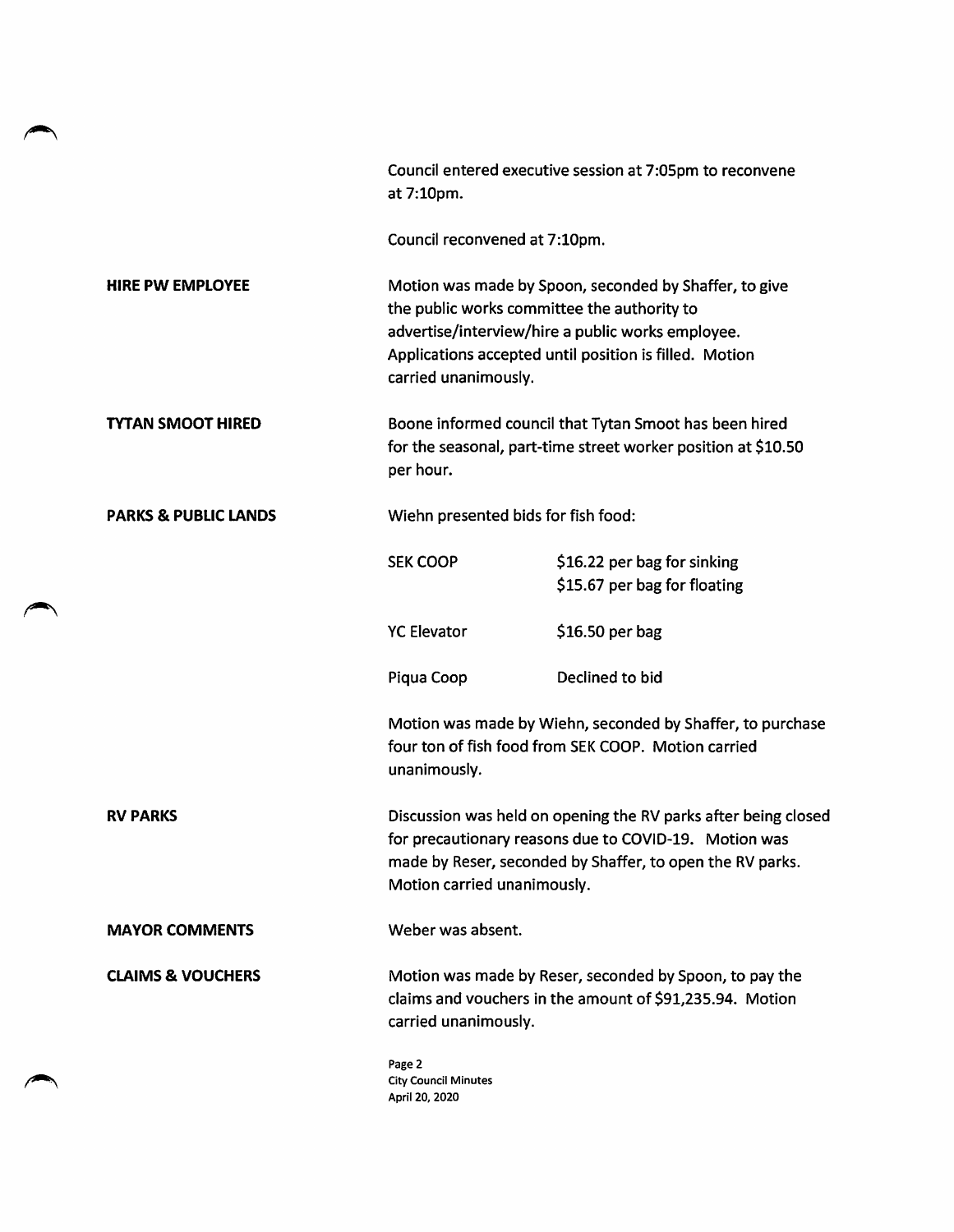Council entered executive session at 7:05pm to reconvene at 7:10pm.

Council reconvened at 7:10pm.

**HIRE PW EMPLOYEE**

Motion was made by Spoon, seconded by Shaffer, to give the public works committee the authority to advertise/interview/hire a public works employee. Applications accepted until position is filled. Motion carried unanimously.

**TYTAN SMOOT HIRED**

Boone informed council that Tytan Smoot has been hired for the seasonal, part-time street worker position at $10.50 per hour.

**PARKS & PUBLIC LANDS**

Wiehn presented bids for fish food:

| | |
|---|---|
| SEK COOP | $16.22 per bag for sinking<br>$15.67 per bag for floating |
| YC Elevator | $16.50 per bag |
| Piqua Coop | Declined to bid |

Motion was made by Wiehn, seconded by Shaffer, to purchase four ton of fish food from SEK COOP. Motion carried unanimously.

**RV PARKS**

Discussion was held on opening the RV parks after being closed for precautionary reasons due to COVID-19. Motion was made by Reser, seconded by Shaffer, to open the RV parks. Motion carried unanimously.

**MAYOR COMMENTS**

Weber was absent.

**CLAIMS & VOUCHERS**

Motion was made by Reser, seconded by Spoon, to pay the claims and vouchers in the amount of $91,235.94. Motion carried unanimously.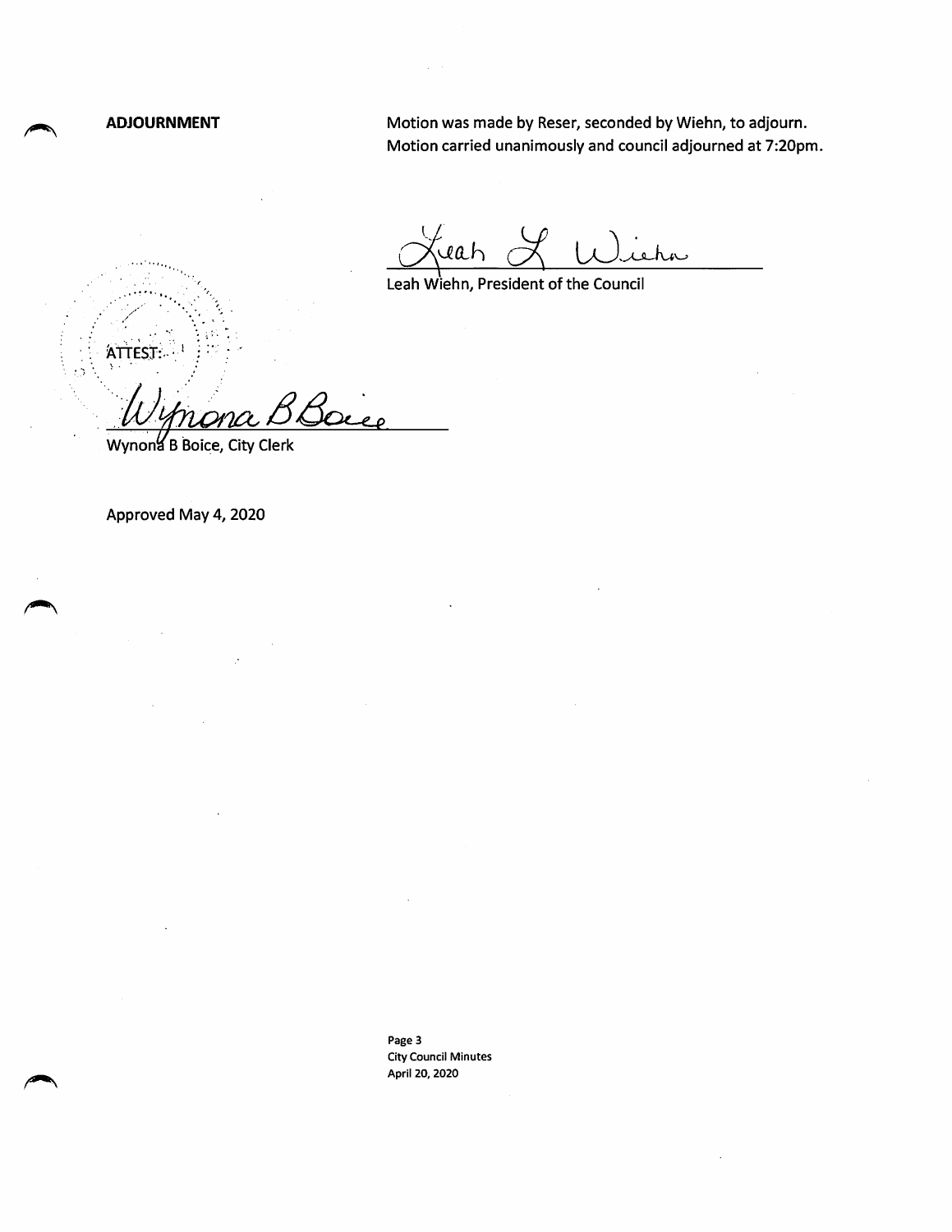**ADJOURNMENT**

Motion was made by Reser, seconded by Wiehn, to adjourn. Motion carried unanimously and council adjourned at 7:20pm.

Leah L Wiehn

Leah Wiehn, President of the Council

ATTEST:

Wynona B Boice

Wynona B Boice, City Clerk

Approved May 4, 2020

Page 3
City Council Minutes
April 20, 2020